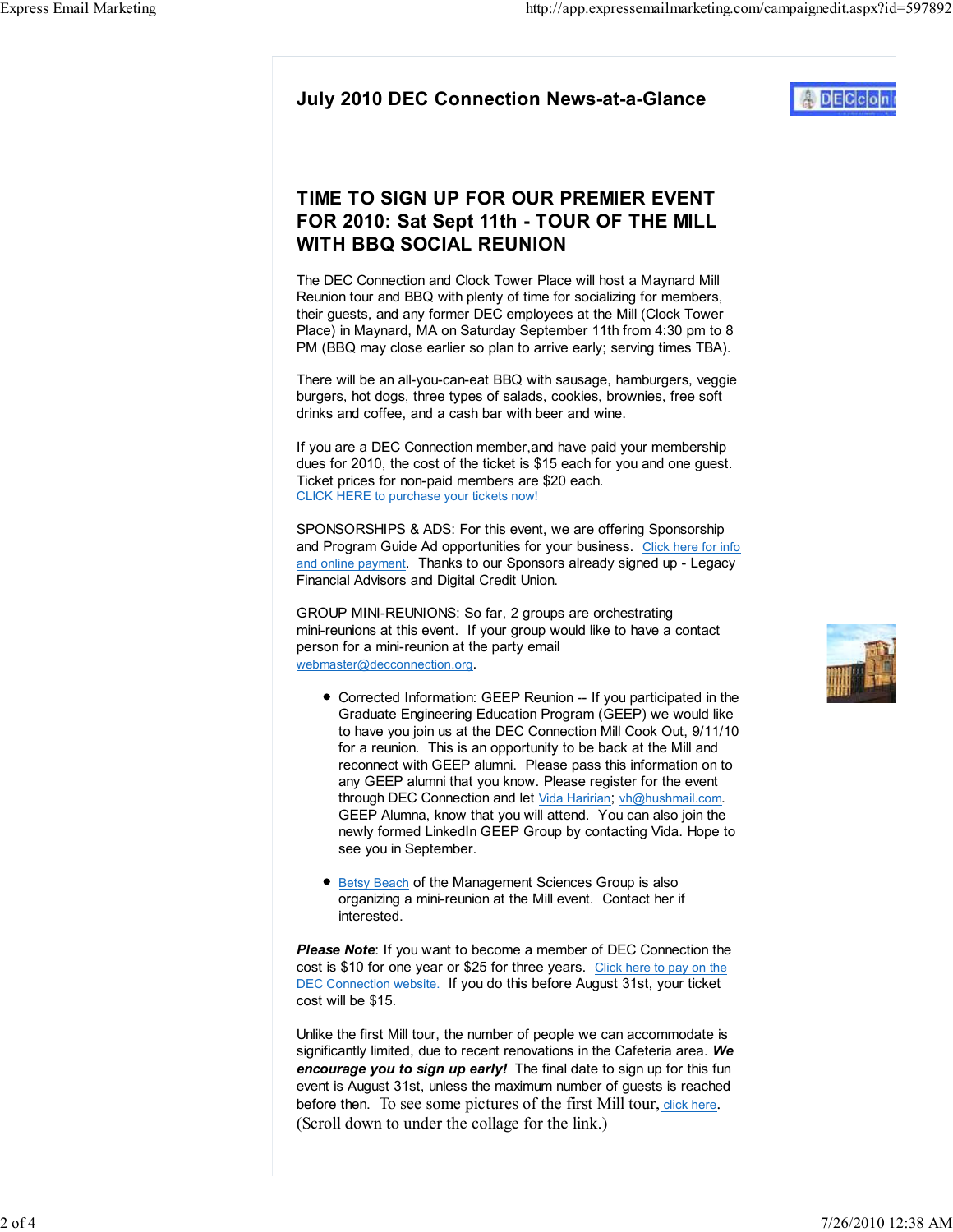# July 2010 DEC Connection News-at-a-Glance

## TIME TO SIGN UP FOR OUR PREMIER EVENT FOR 2010: Sat Sept 11th - TOUR OF THE MILL WITH BBQ SOCIAL REUNION

The DEC Connection and Clock Tower Place will host a Maynard Mill Reunion tour and BBQ with plenty of time for socializing for members, their guests, and any former DEC employees at the Mill (Clock Tower Place) in Maynard, MA on Saturday September 11th from 4:30 pm to 8 PM (BBQ may close earlier so plan to arrive early; serving times TBA).

There will be an all-you-can-eat BBQ with sausage, hamburgers, veggie burgers, hot dogs, three types of salads, cookies, brownies, free soft drinks and coffee, and a cash bar with beer and wine.

If you are a DEC Connection member,and have paid your membership dues for 2010, the cost of the ticket is $15 each for you and one guest. Ticket prices for non-paid members are $20 each.
CLICK HERE to purchase your tickets now!

SPONSORSHIPS & ADS: For this event, we are offering Sponsorship and Program Guide Ad opportunities for your business. Click here for info and online payment. Thanks to our Sponsors already signed up - Legacy Financial Advisors and Digital Credit Union.

GROUP MINI-REUNIONS: So far, 2 groups are orchestrating mini-reunions at this event. If your group would like to have a contact person for a mini-reunion at the party email webmaster@decconnection.org.

- Corrected Information: GEEP Reunion -- If you participated in the Graduate Engineering Education Program (GEEP) we would like to have you join us at the DEC Connection Mill Cook Out, 9/11/10 for a reunion. This is an opportunity to be back at the Mill and reconnect with GEEP alumni. Please pass this information on to any GEEP alumni that you know. Please register for the event through DEC Connection and let Vida Haririan; vh@hushmail.com. GEEP Alumna, know that you will attend. You can also join the newly formed LinkedIn GEEP Group by contacting Vida. Hope to see you in September.

- Betsy Beach of the Management Sciences Group is also organizing a mini-reunion at the Mill event. Contact her if interested.

***Please Note***: If you want to become a member of DEC Connection the cost is $10 for one year or $25 for three years. Click here to pay on the DEC Connection website. If you do this before August 31st, your ticket cost will be $15.

Unlike the first Mill tour, the number of people we can accommodate is significantly limited, due to recent renovations in the Cafeteria area. ***We encourage you to sign up early!*** The final date to sign up for this fun event is August 31st, unless the maximum number of guests is reached before then. To see some pictures of the first Mill tour, click here. (Scroll down to under the collage for the link.)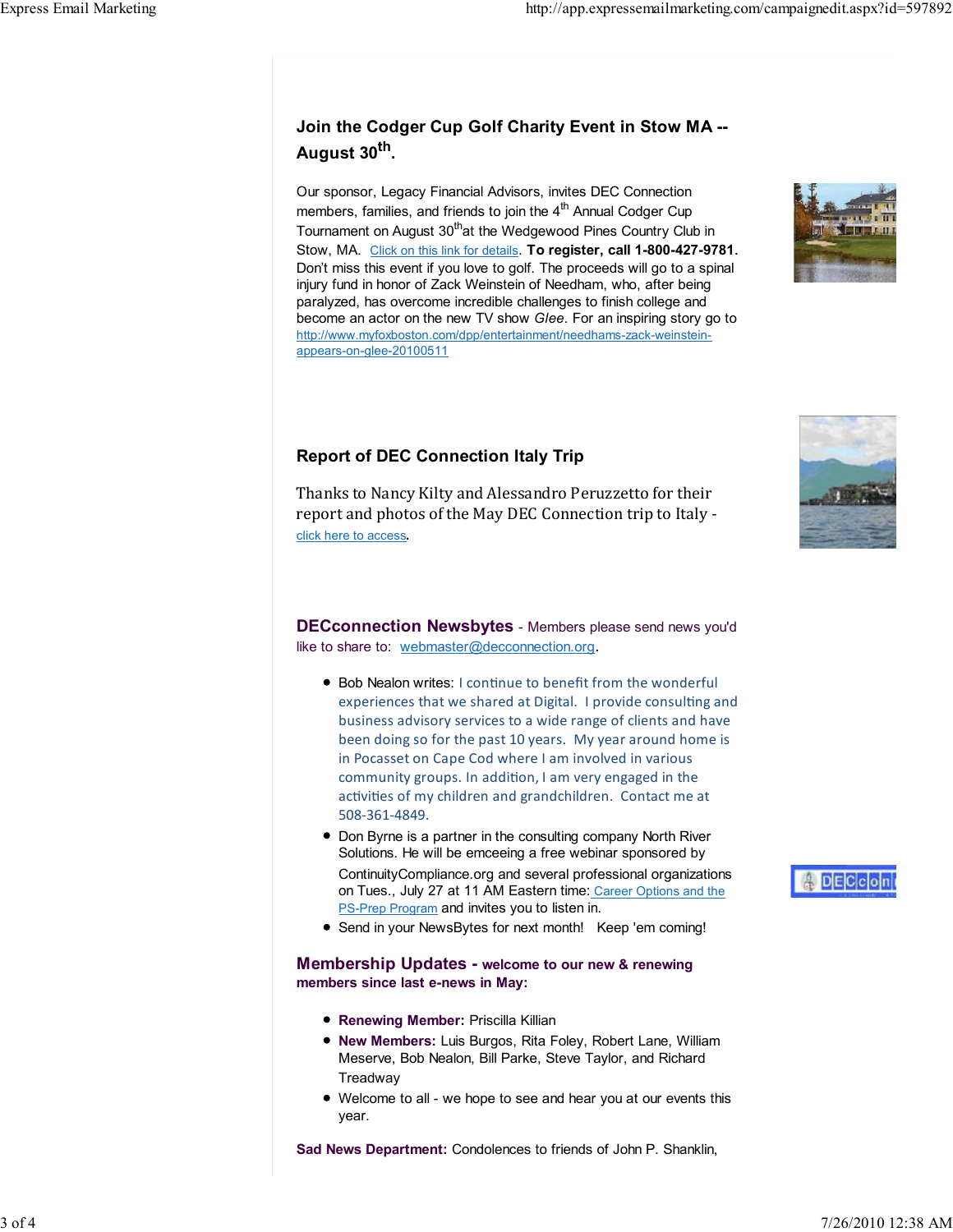## Join the Codger Cup Golf Charity Event in Stow MA -- August 30th.

Our sponsor, Legacy Financial Advisors, invites DEC Connection members, families, and friends to join the 4th Annual Codger Cup Tournament on August 30th at the Wedgewood Pines Country Club in Stow, MA. Click on this link for details. **To register, call 1-800-427-9781.** Don't miss this event if you love to golf. The proceeds will go to a spinal injury fund in honor of Zack Weinstein of Needham, who, after being paralyzed, has overcome incredible challenges to finish college and become an actor on the new TV show *Glee*. For an inspiring story go to http://www.myfoxboston.com/dpp/entertainment/needhams-zack-weinstein-appears-on-glee-20100511

## Report of DEC Connection Italy Trip

Thanks to Nancy Kilty and Alessandro Peruzzetto for their report and photos of the May DEC Connection trip to Italy - click here to access.

## DECconnection Newsbytes - Members please send news you'd like to share to: webmaster@decconnection.org.

- Bob Nealon writes: I continue to benefit from the wonderful experiences that we shared at Digital. I provide consulting and business advisory services to a wide range of clients and have been doing so for the past 10 years. My year around home is in Pocasset on Cape Cod where I am involved in various community groups. In addition, I am very engaged in the activities of my children and grandchildren. Contact me at 508-361-4849.
- Don Byrne is a partner in the consulting company North River Solutions. He will be emceeing a free webinar sponsored by ContinuityCompliance.org and several professional organizations on Tues., July 27 at 11 AM Eastern time: Career Options and the PS-Prep Program and invites you to listen in.
- Send in your NewsBytes for next month! Keep 'em coming!

## Membership Updates - welcome to our new & renewing members since last e-news in May:

- **Renewing Member:** Priscilla Killian
- **New Members:** Luis Burgos, Rita Foley, Robert Lane, William Meserve, Bob Nealon, Bill Parke, Steve Taylor, and Richard Treadway
- Welcome to all - we hope to see and hear you at our events this year.

**Sad News Department:** Condolences to friends of John P. Shanklin,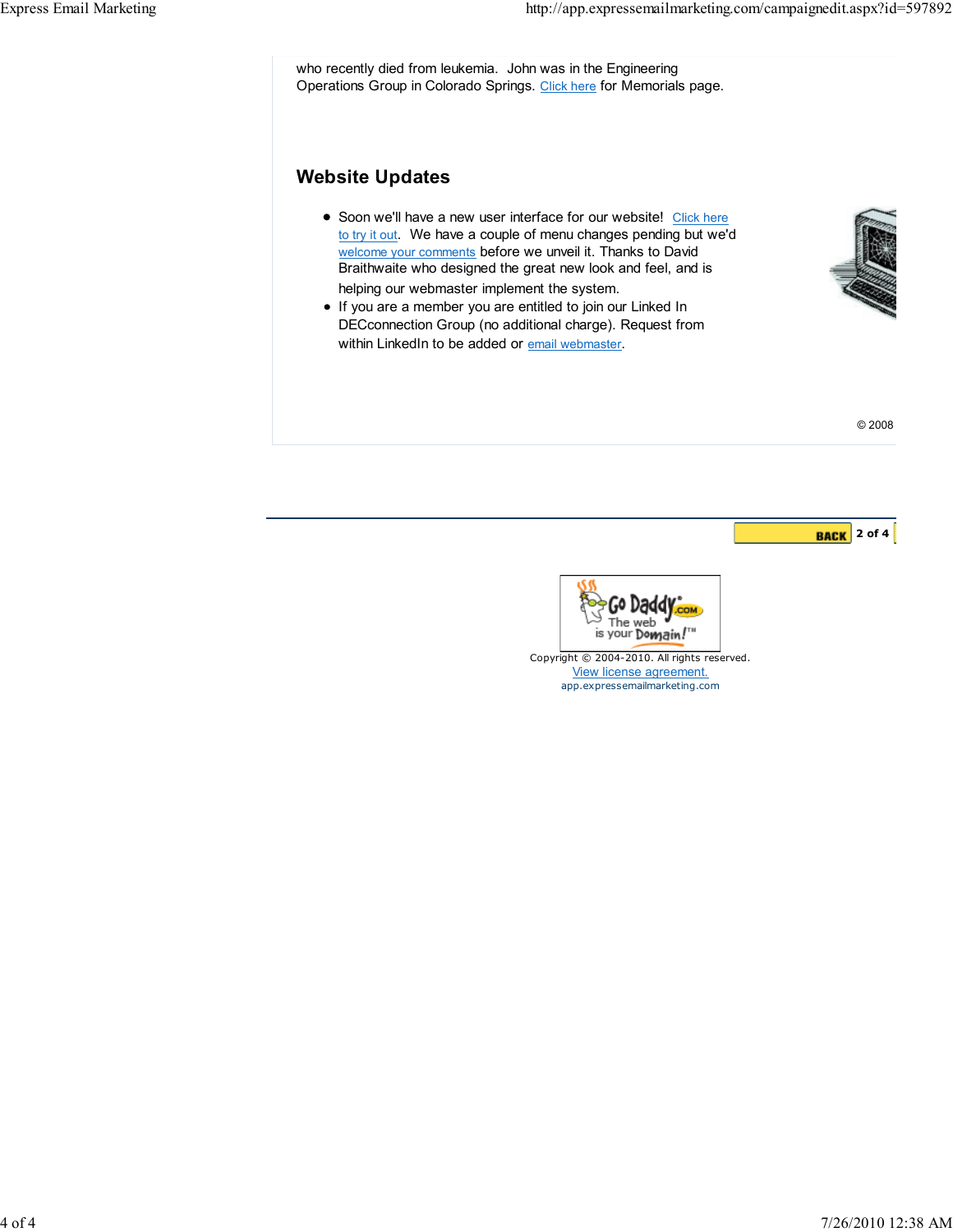who recently died from leukemia. John was in the Engineering Operations Group in Colorado Springs. Click here for Memorials page.

## Website Updates

- Soon we'll have a new user interface for our website! Click here to try it out. We have a couple of menu changes pending but we'd welcome your comments before we unveil it. Thanks to David Braithwaite who designed the great new look and feel, and is helping our webmaster implement the system.
- If you are a member you are entitled to join our Linked In DECconnection Group (no additional charge). Request from within LinkedIn to be added or email webmaster.

© 2008

BACK 2 of 4

Copyright © 2004-2010. All rights reserved.
View license agreement.
app.expressemailmarketing.com